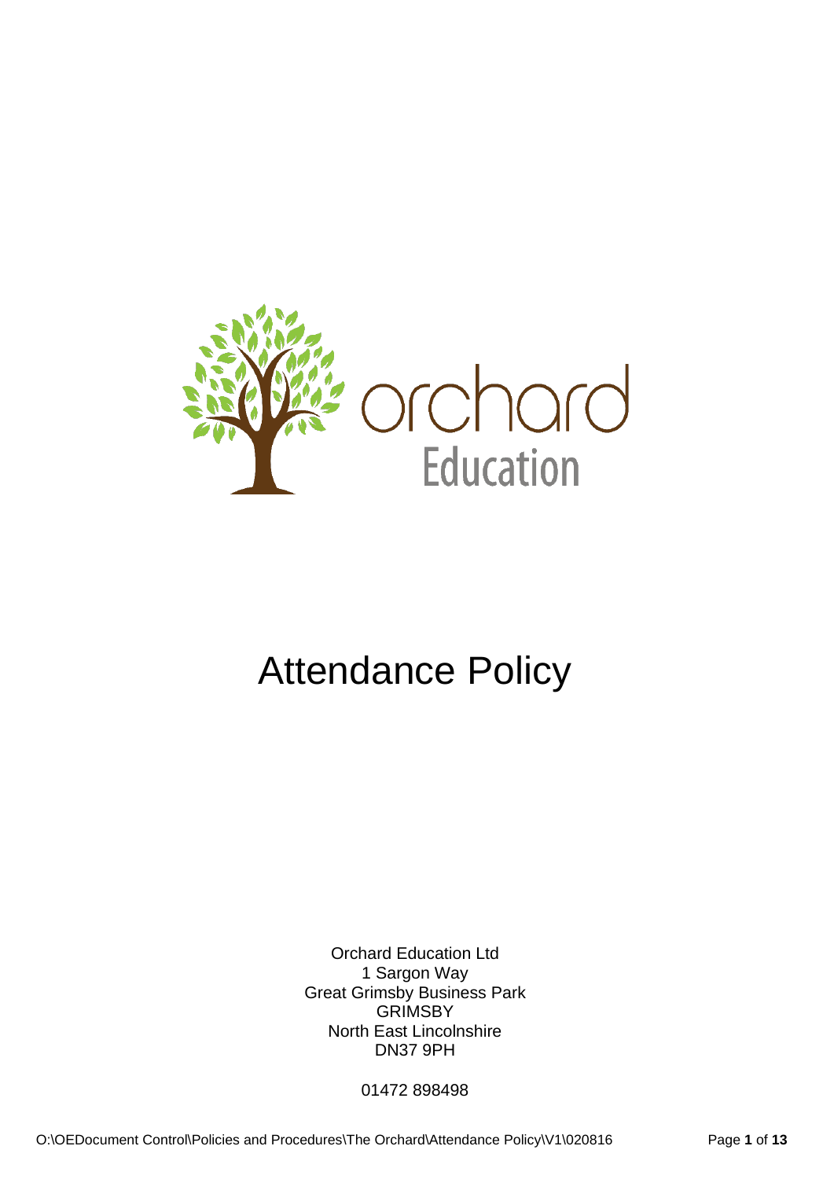orchard Education

# Attendance Policy

Orchard Education Ltd
1 Sargon Way
Great Grimsby Business Park
GRIMSBY
North East Lincolnshire
DN37 9PH

01472 898498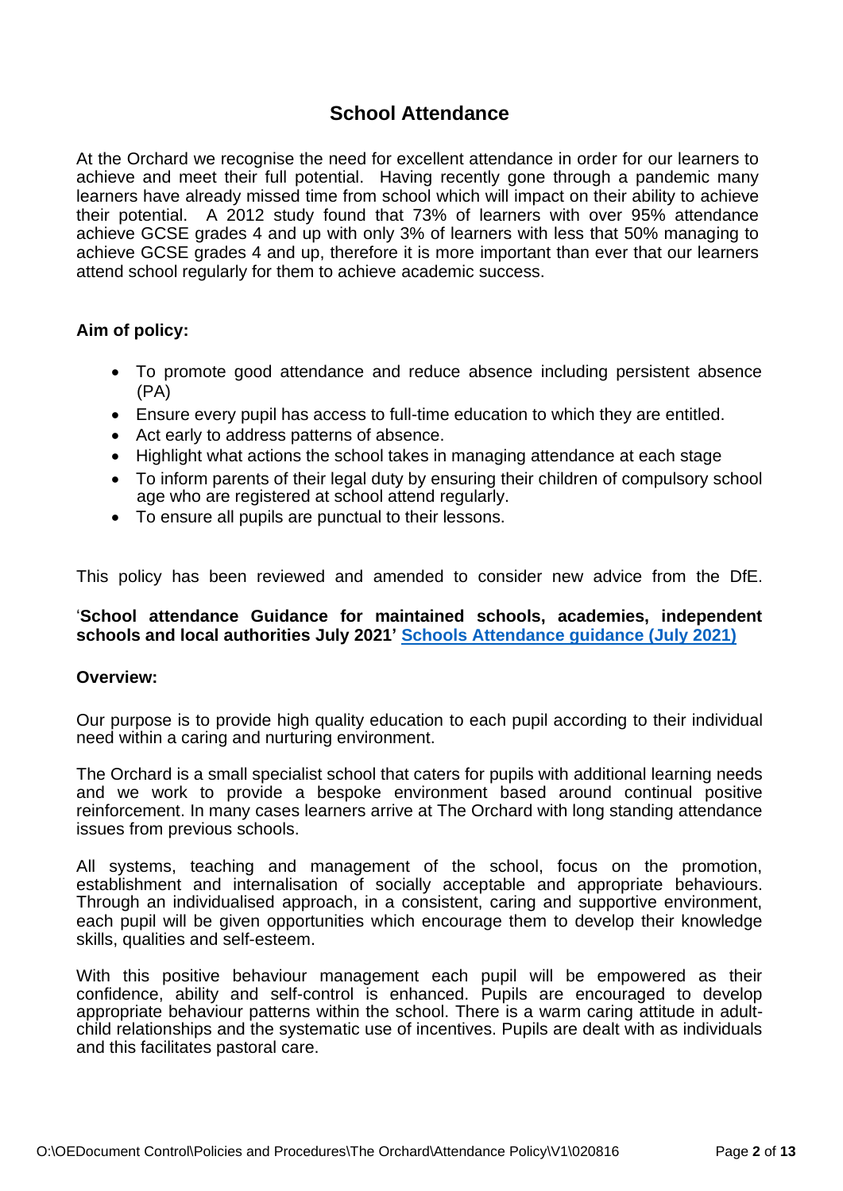# School Attendance

At the Orchard we recognise the need for excellent attendance in order for our learners to achieve and meet their full potential. Having recently gone through a pandemic many learners have already missed time from school which will impact on their ability to achieve their potential. A 2012 study found that 73% of learners with over 95% attendance achieve GCSE grades 4 and up with only 3% of learners with less that 50% managing to achieve GCSE grades 4 and up, therefore it is more important than ever that our learners attend school regularly for them to achieve academic success.

**Aim of policy:**

- To promote good attendance and reduce absence including persistent absence (PA)
- Ensure every pupil has access to full-time education to which they are entitled.
- Act early to address patterns of absence.
- Highlight what actions the school takes in managing attendance at each stage
- To inform parents of their legal duty by ensuring their children of compulsory school age who are registered at school attend regularly.
- To ensure all pupils are punctual to their lessons.

This policy has been reviewed and amended to consider new advice from the DfE.

'**School attendance Guidance for maintained schools, academies, independent schools and local authorities July 2021'** **[Schools Attendance guidance (July 2021)]**

**Overview:**

Our purpose is to provide high quality education to each pupil according to their individual need within a caring and nurturing environment.

The Orchard is a small specialist school that caters for pupils with additional learning needs and we work to provide a bespoke environment based around continual positive reinforcement. In many cases learners arrive at The Orchard with long standing attendance issues from previous schools.

All systems, teaching and management of the school, focus on the promotion, establishment and internalisation of socially acceptable and appropriate behaviours. Through an individualised approach, in a consistent, caring and supportive environment, each pupil will be given opportunities which encourage them to develop their knowledge skills, qualities and self-esteem.

With this positive behaviour management each pupil will be empowered as their confidence, ability and self-control is enhanced. Pupils are encouraged to develop appropriate behaviour patterns within the school. There is a warm caring attitude in adult-child relationships and the systematic use of incentives. Pupils are dealt with as individuals and this facilitates pastoral care.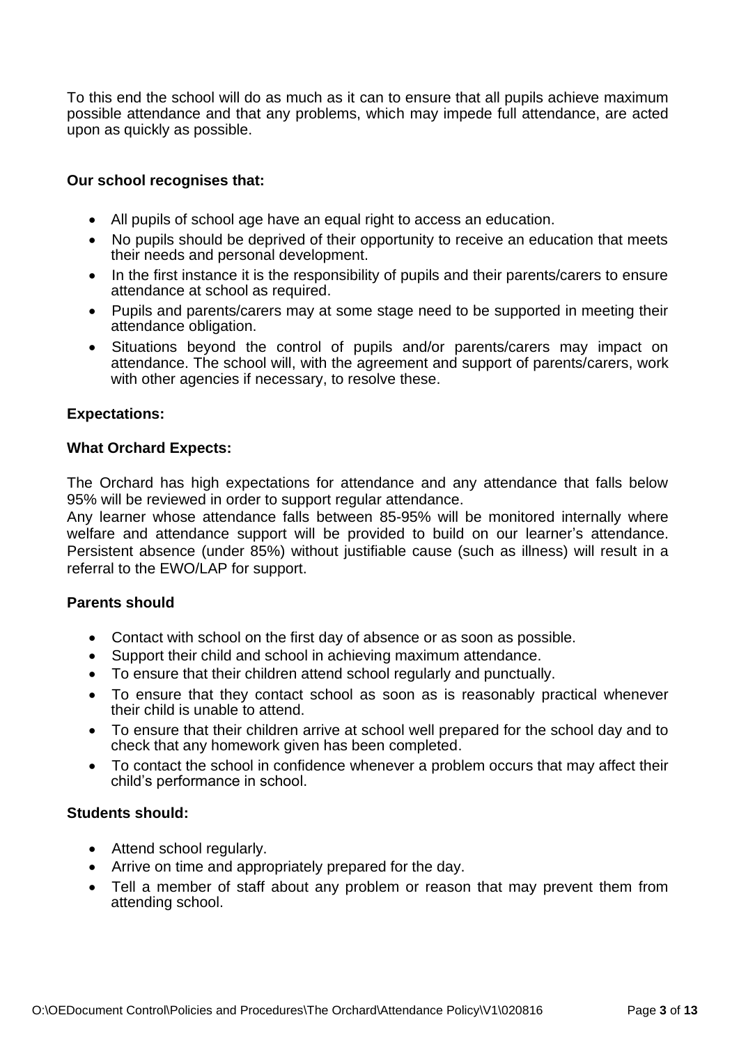To this end the school will do as much as it can to ensure that all pupils achieve maximum possible attendance and that any problems, which may impede full attendance, are acted upon as quickly as possible.

**Our school recognises that:**

- All pupils of school age have an equal right to access an education.
- No pupils should be deprived of their opportunity to receive an education that meets their needs and personal development.
- In the first instance it is the responsibility of pupils and their parents/carers to ensure attendance at school as required.
- Pupils and parents/carers may at some stage need to be supported in meeting their attendance obligation.
- Situations beyond the control of pupils and/or parents/carers may impact on attendance. The school will, with the agreement and support of parents/carers, work with other agencies if necessary, to resolve these.

**Expectations:**

**What Orchard Expects:**

The Orchard has high expectations for attendance and any attendance that falls below 95% will be reviewed in order to support regular attendance.
Any learner whose attendance falls between 85-95% will be monitored internally where welfare and attendance support will be provided to build on our learner's attendance. Persistent absence (under 85%) without justifiable cause (such as illness) will result in a referral to the EWO/LAP for support.

**Parents should**

- Contact with school on the first day of absence or as soon as possible.
- Support their child and school in achieving maximum attendance.
- To ensure that their children attend school regularly and punctually.
- To ensure that they contact school as soon as is reasonably practical whenever their child is unable to attend.
- To ensure that their children arrive at school well prepared for the school day and to check that any homework given has been completed.
- To contact the school in confidence whenever a problem occurs that may affect their child's performance in school.

**Students should:**

- Attend school regularly.
- Arrive on time and appropriately prepared for the day.
- Tell a member of staff about any problem or reason that may prevent them from attending school.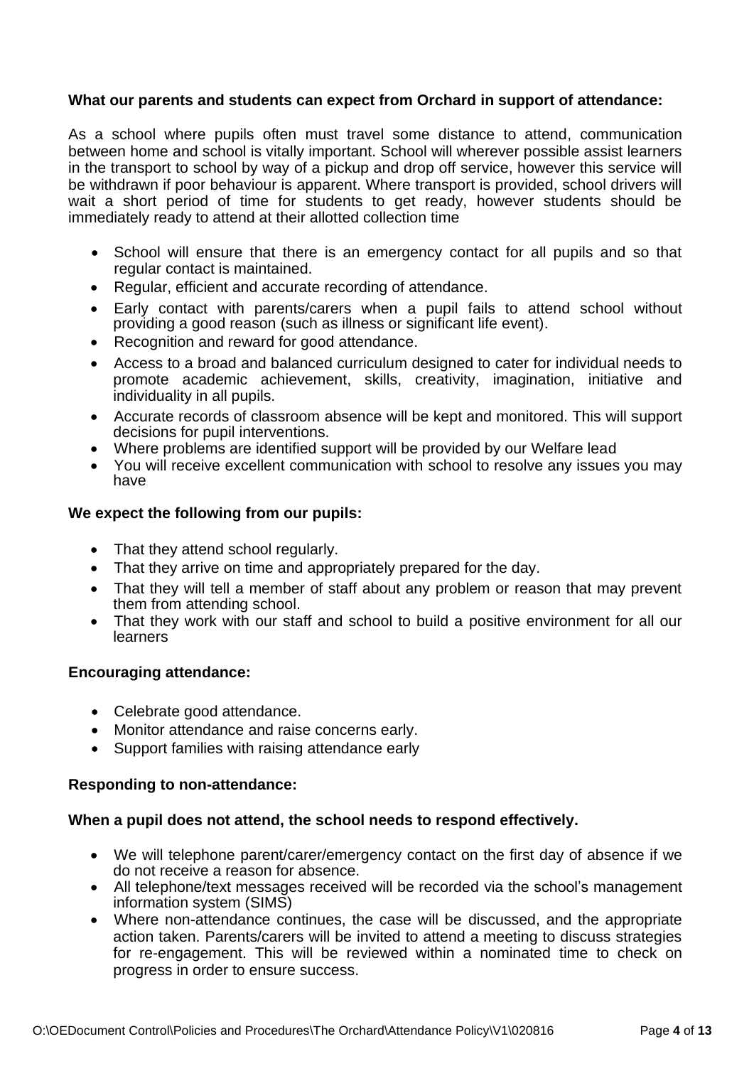**What our parents and students can expect from Orchard in support of attendance:**

As a school where pupils often must travel some distance to attend, communication between home and school is vitally important. School will wherever possible assist learners in the transport to school by way of a pickup and drop off service, however this service will be withdrawn if poor behaviour is apparent. Where transport is provided, school drivers will wait a short period of time for students to get ready, however students should be immediately ready to attend at their allotted collection time

- School will ensure that there is an emergency contact for all pupils and so that regular contact is maintained.
- Regular, efficient and accurate recording of attendance.
- Early contact with parents/carers when a pupil fails to attend school without providing a good reason (such as illness or significant life event).
- Recognition and reward for good attendance.
- Access to a broad and balanced curriculum designed to cater for individual needs to promote academic achievement, skills, creativity, imagination, initiative and individuality in all pupils.
- Accurate records of classroom absence will be kept and monitored. This will support decisions for pupil interventions.
- Where problems are identified support will be provided by our Welfare lead
- You will receive excellent communication with school to resolve any issues you may have

**We expect the following from our pupils:**

- That they attend school regularly.
- That they arrive on time and appropriately prepared for the day.
- That they will tell a member of staff about any problem or reason that may prevent them from attending school.
- That they work with our staff and school to build a positive environment for all our learners

**Encouraging attendance:**

- Celebrate good attendance.
- Monitor attendance and raise concerns early.
- Support families with raising attendance early

**Responding to non-attendance:**

**When a pupil does not attend, the school needs to respond effectively.**

- We will telephone parent/carer/emergency contact on the first day of absence if we do not receive a reason for absence.
- All telephone/text messages received will be recorded via the school's management information system (SIMS)
- Where non-attendance continues, the case will be discussed, and the appropriate action taken. Parents/carers will be invited to attend a meeting to discuss strategies for re-engagement. This will be reviewed within a nominated time to check on progress in order to ensure success.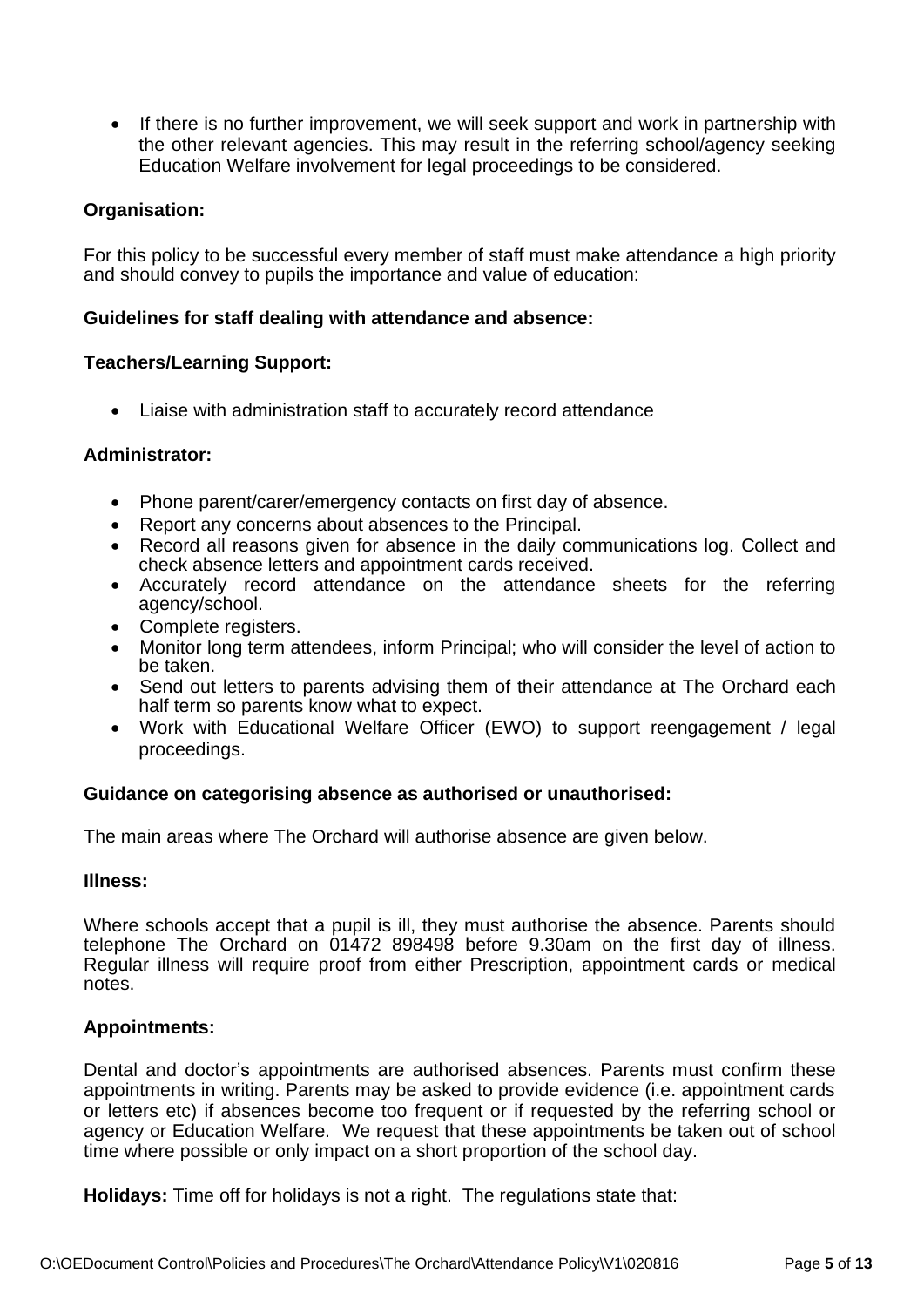- If there is no further improvement, we will seek support and work in partnership with the other relevant agencies. This may result in the referring school/agency seeking Education Welfare involvement for legal proceedings to be considered.

**Organisation:**

For this policy to be successful every member of staff must make attendance a high priority and should convey to pupils the importance and value of education:

**Guidelines for staff dealing with attendance and absence:**

**Teachers/Learning Support:**

- Liaise with administration staff to accurately record attendance

**Administrator:**

- Phone parent/carer/emergency contacts on first day of absence.
- Report any concerns about absences to the Principal.
- Record all reasons given for absence in the daily communications log. Collect and check absence letters and appointment cards received.
- Accurately record attendance on the attendance sheets for the referring agency/school.
- Complete registers.
- Monitor long term attendees, inform Principal; who will consider the level of action to be taken.
- Send out letters to parents advising them of their attendance at The Orchard each half term so parents know what to expect.
- Work with Educational Welfare Officer (EWO) to support reengagement / legal proceedings.

**Guidance on categorising absence as authorised or unauthorised:**

The main areas where The Orchard will authorise absence are given below.

**Illness:**

Where schools accept that a pupil is ill, they must authorise the absence. Parents should telephone The Orchard on 01472 898498 before 9.30am on the first day of illness. Regular illness will require proof from either Prescription, appointment cards or medical notes.

**Appointments:**

Dental and doctor's appointments are authorised absences. Parents must confirm these appointments in writing. Parents may be asked to provide evidence (i.e. appointment cards or letters etc) if absences become too frequent or if requested by the referring school or agency or Education Welfare. We request that these appointments be taken out of school time where possible or only impact on a short proportion of the school day.

**Holidays:** Time off for holidays is not a right. The regulations state that: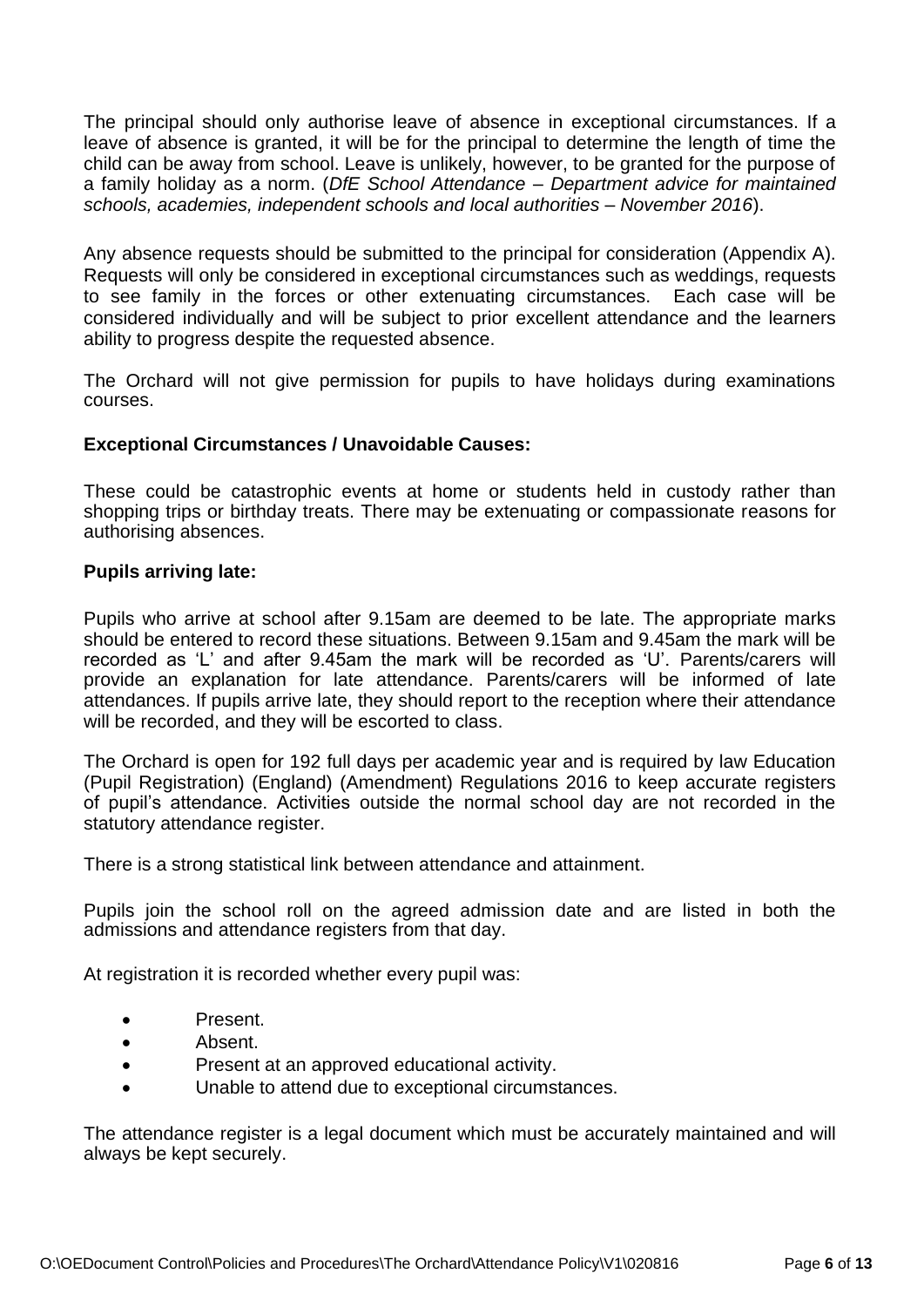The principal should only authorise leave of absence in exceptional circumstances. If a leave of absence is granted, it will be for the principal to determine the length of time the child can be away from school. Leave is unlikely, however, to be granted for the purpose of a family holiday as a norm. (*DfE School Attendance – Department advice for maintained schools, academies, independent schools and local authorities – November 2016*).

Any absence requests should be submitted to the principal for consideration (Appendix A). Requests will only be considered in exceptional circumstances such as weddings, requests to see family in the forces or other extenuating circumstances. Each case will be considered individually and will be subject to prior excellent attendance and the learners ability to progress despite the requested absence.

The Orchard will not give permission for pupils to have holidays during examinations courses.

**Exceptional Circumstances / Unavoidable Causes:**

These could be catastrophic events at home or students held in custody rather than shopping trips or birthday treats. There may be extenuating or compassionate reasons for authorising absences.

**Pupils arriving late:**

Pupils who arrive at school after 9.15am are deemed to be late. The appropriate marks should be entered to record these situations. Between 9.15am and 9.45am the mark will be recorded as 'L' and after 9.45am the mark will be recorded as 'U'. Parents/carers will provide an explanation for late attendance. Parents/carers will be informed of late attendances. If pupils arrive late, they should report to the reception where their attendance will be recorded, and they will be escorted to class.

The Orchard is open for 192 full days per academic year and is required by law Education (Pupil Registration) (England) (Amendment) Regulations 2016 to keep accurate registers of pupil's attendance. Activities outside the normal school day are not recorded in the statutory attendance register.

There is a strong statistical link between attendance and attainment.

Pupils join the school roll on the agreed admission date and are listed in both the admissions and attendance registers from that day.

At registration it is recorded whether every pupil was:

- Present.
- Absent.
- Present at an approved educational activity.
- Unable to attend due to exceptional circumstances.

The attendance register is a legal document which must be accurately maintained and will always be kept securely.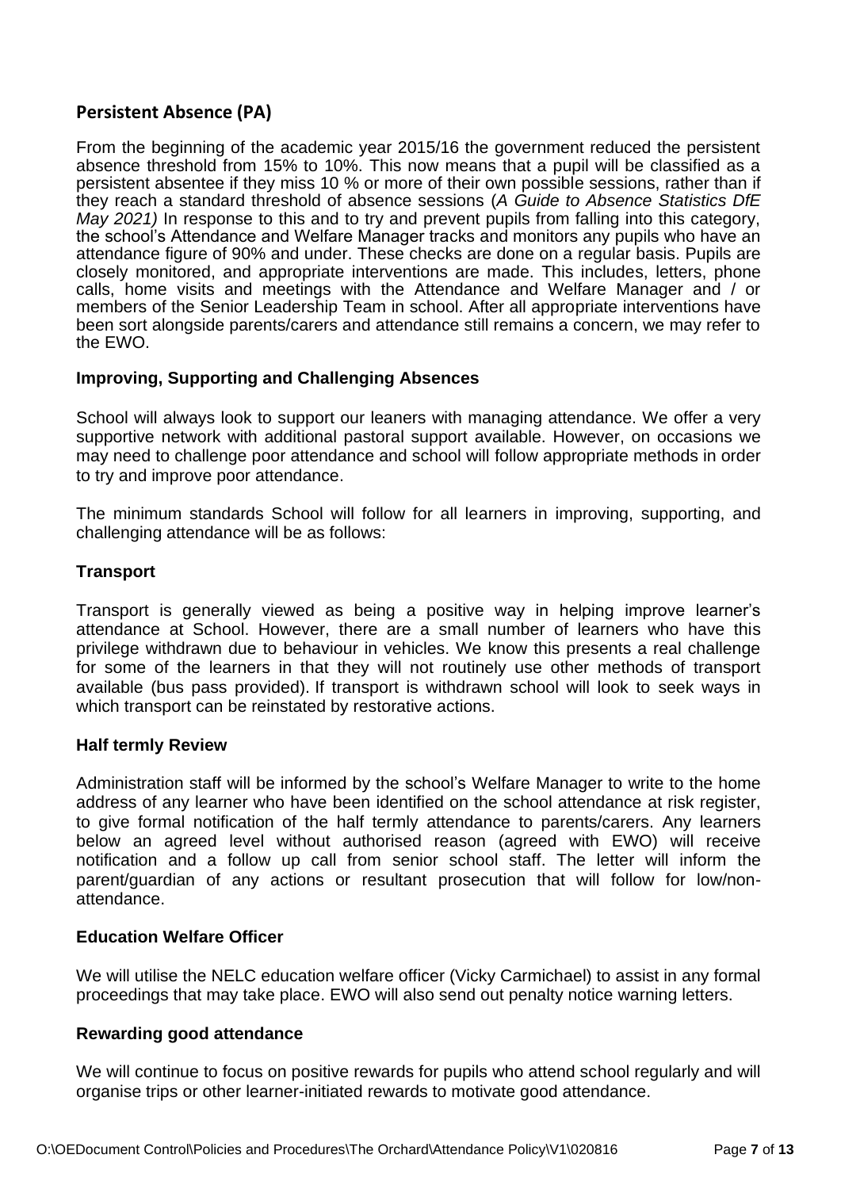## Persistent Absence (PA)

From the beginning of the academic year 2015/16 the government reduced the persistent absence threshold from 15% to 10%. This now means that a pupil will be classified as a persistent absentee if they miss 10 % or more of their own possible sessions, rather than if they reach a standard threshold of absence sessions (*A Guide to Absence Statistics DfE May 2021)* In response to this and to try and prevent pupils from falling into this category, the school's Attendance and Welfare Manager tracks and monitors any pupils who have an attendance figure of 90% and under. These checks are done on a regular basis. Pupils are closely monitored, and appropriate interventions are made. This includes, letters, phone calls, home visits and meetings with the Attendance and Welfare Manager and / or members of the Senior Leadership Team in school. After all appropriate interventions have been sort alongside parents/carers and attendance still remains a concern, we may refer to the EWO.

### Improving, Supporting and Challenging Absences

School will always look to support our leaners with managing attendance. We offer a very supportive network with additional pastoral support available. However, on occasions we may need to challenge poor attendance and school will follow appropriate methods in order to try and improve poor attendance.

The minimum standards School will follow for all learners in improving, supporting, and challenging attendance will be as follows:

### Transport

Transport is generally viewed as being a positive way in helping improve learner's attendance at School. However, there are a small number of learners who have this privilege withdrawn due to behaviour in vehicles. We know this presents a real challenge for some of the learners in that they will not routinely use other methods of transport available (bus pass provided). If transport is withdrawn school will look to seek ways in which transport can be reinstated by restorative actions.

### Half termly Review

Administration staff will be informed by the school's Welfare Manager to write to the home address of any learner who have been identified on the school attendance at risk register, to give formal notification of the half termly attendance to parents/carers. Any learners below an agreed level without authorised reason (agreed with EWO) will receive notification and a follow up call from senior school staff. The letter will inform the parent/guardian of any actions or resultant prosecution that will follow for low/non-attendance.

### Education Welfare Officer

We will utilise the NELC education welfare officer (Vicky Carmichael) to assist in any formal proceedings that may take place. EWO will also send out penalty notice warning letters.

### Rewarding good attendance

We will continue to focus on positive rewards for pupils who attend school regularly and will organise trips or other learner-initiated rewards to motivate good attendance.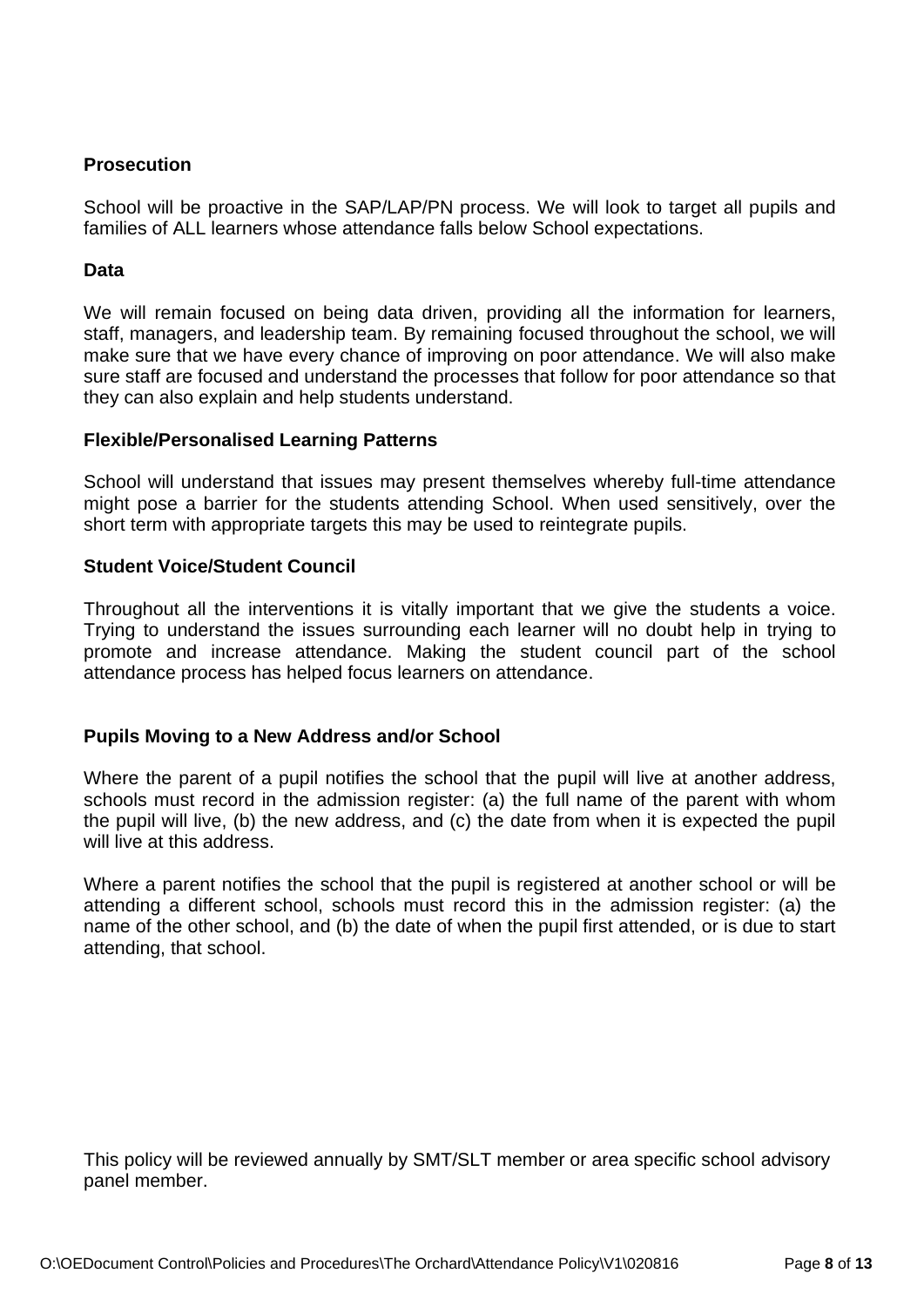**Prosecution**

School will be proactive in the SAP/LAP/PN process. We will look to target all pupils and families of ALL learners whose attendance falls below School expectations.

**Data**

We will remain focused on being data driven, providing all the information for learners, staff, managers, and leadership team. By remaining focused throughout the school, we will make sure that we have every chance of improving on poor attendance. We will also make sure staff are focused and understand the processes that follow for poor attendance so that they can also explain and help students understand.

**Flexible/Personalised Learning Patterns**

School will understand that issues may present themselves whereby full-time attendance might pose a barrier for the students attending School. When used sensitively, over the short term with appropriate targets this may be used to reintegrate pupils.

**Student Voice/Student Council**

Throughout all the interventions it is vitally important that we give the students a voice. Trying to understand the issues surrounding each learner will no doubt help in trying to promote and increase attendance. Making the student council part of the school attendance process has helped focus learners on attendance.

**Pupils Moving to a New Address and/or School**

Where the parent of a pupil notifies the school that the pupil will live at another address, schools must record in the admission register: (a) the full name of the parent with whom the pupil will live, (b) the new address, and (c) the date from when it is expected the pupil will live at this address.

Where a parent notifies the school that the pupil is registered at another school or will be attending a different school, schools must record this in the admission register: (a) the name of the other school, and (b) the date of when the pupil first attended, or is due to start attending, that school.

This policy will be reviewed annually by SMT/SLT member or area specific school advisory panel member.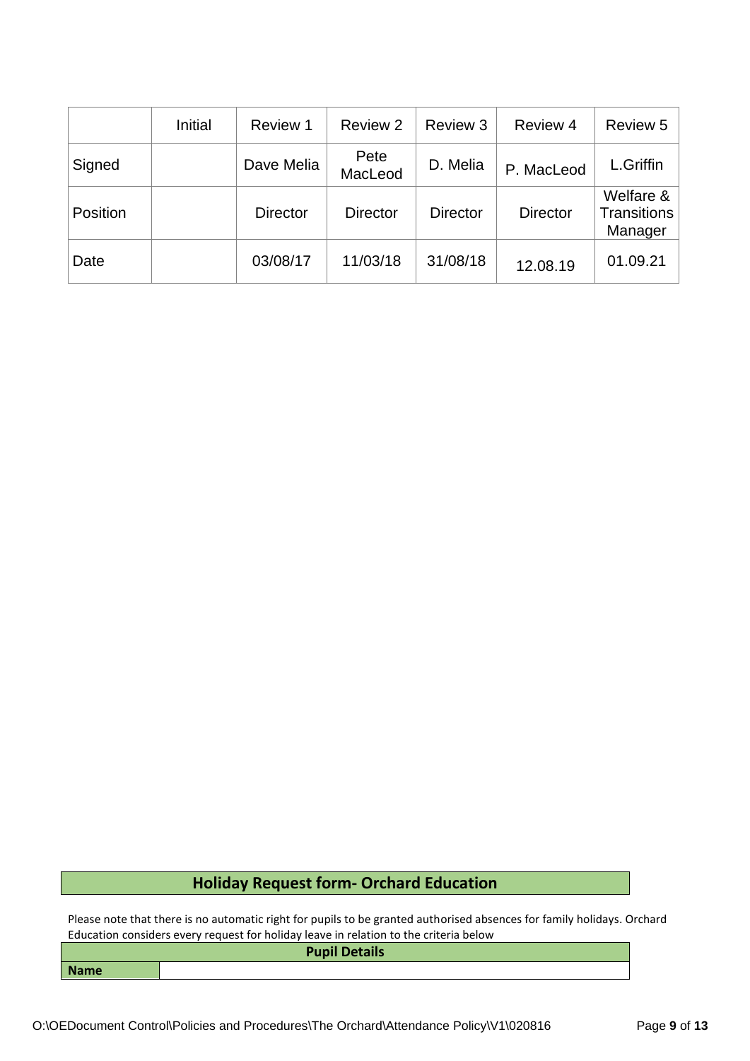| | Initial | Review 1 | Review 2 | Review 3 | Review 4 | Review 5 |
|---|---|---|---|---|---|---|
| Signed | | Dave Melia | Pete MacLeod | D. Melia | P. MacLeod | L.Griffin |
| Position | | Director | Director | Director | Director | Welfare & Transitions Manager |
| Date | | 03/08/17 | 11/03/18 | 31/08/18 | 12.08.19 | 01.09.21 |

## Holiday Request form- Orchard Education

Please note that there is no automatic right for pupils to be granted authorised absences for family holidays. Orchard Education considers every request for holiday leave in relation to the criteria below

| **Pupil Details** | |
|---|---|
| **Name** | |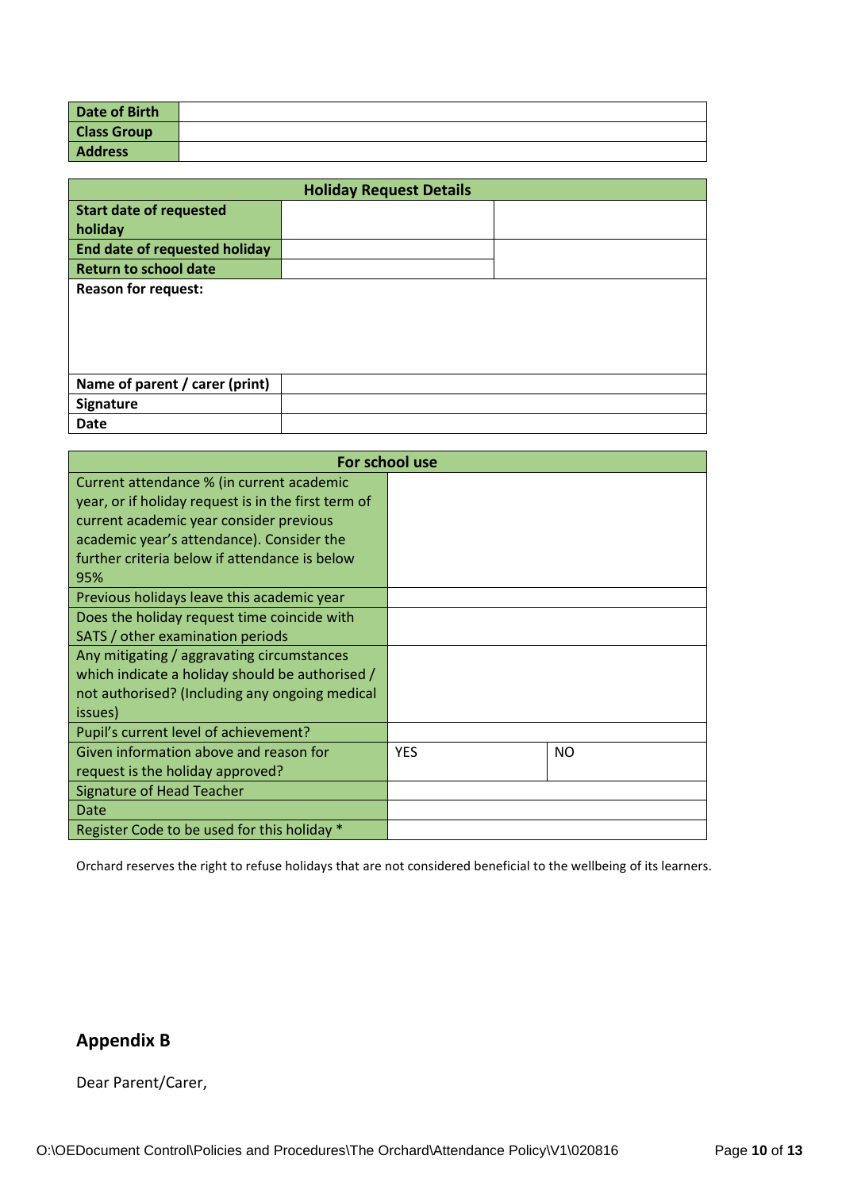| **Date of Birth** | |
|---|---|
| **Class Group** | |
| **Address** | |

| **Holiday Request Details** | | |
|---|---|---|
| **Start date of requested holiday** | | |
| **End date of requested holiday** | | |
| **Return to school date** | | |
| **Reason for request:** | | |
| **Name of parent / carer (print)** | | |
| **Signature** | | |
| **Date** | | |

| **For school use** | | |
|---|---|---|
| Current attendance % (in current academic year, or if holiday request is in the first term of current academic year consider previous academic year's attendance). Consider the further criteria below if attendance is below 95% | | |
| Previous holidays leave this academic year | | |
| Does the holiday request time coincide with SATS / other examination periods | | |
| Any mitigating / aggravating circumstances which indicate a holiday should be authorised / not authorised? (Including any ongoing medical issues) | | |
| Pupil's current level of achievement? | | |
| Given information above and reason for request is the holiday approved? | YES | NO |
| Signature of Head Teacher | | |
| Date | | |
| Register Code to be used for this holiday * | | |

Orchard reserves the right to refuse holidays that are not considered beneficial to the wellbeing of its learners.

## Appendix B

Dear Parent/Carer,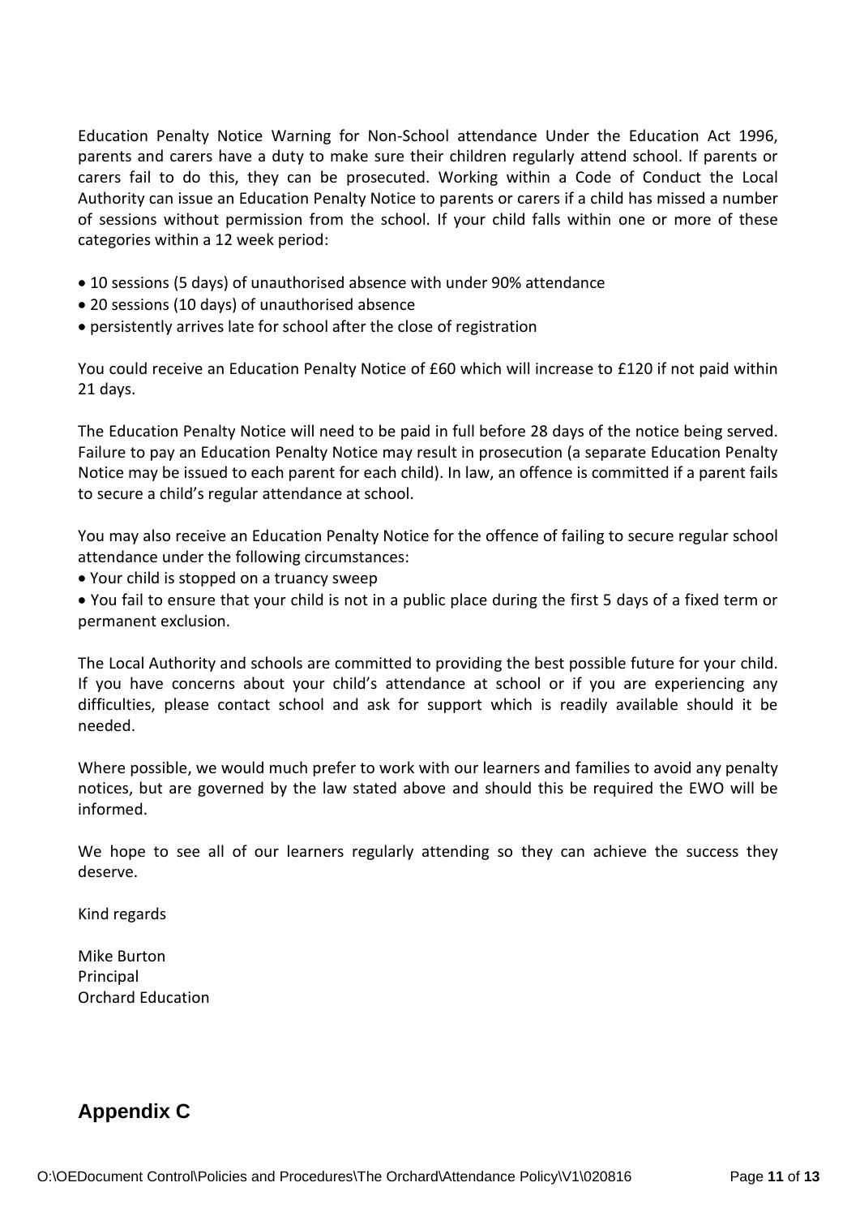Education Penalty Notice Warning for Non-School attendance Under the Education Act 1996, parents and carers have a duty to make sure their children regularly attend school. If parents or carers fail to do this, they can be prosecuted. Working within a Code of Conduct the Local Authority can issue an Education Penalty Notice to parents or carers if a child has missed a number of sessions without permission from the school. If your child falls within one or more of these categories within a 12 week period:

- 10 sessions (5 days) of unauthorised absence with under 90% attendance
- 20 sessions (10 days) of unauthorised absence
- persistently arrives late for school after the close of registration

You could receive an Education Penalty Notice of £60 which will increase to £120 if not paid within 21 days.

The Education Penalty Notice will need to be paid in full before 28 days of the notice being served. Failure to pay an Education Penalty Notice may result in prosecution (a separate Education Penalty Notice may be issued to each parent for each child). In law, an offence is committed if a parent fails to secure a child's regular attendance at school.

You may also receive an Education Penalty Notice for the offence of failing to secure regular school attendance under the following circumstances:

- Your child is stopped on a truancy sweep
- You fail to ensure that your child is not in a public place during the first 5 days of a fixed term or permanent exclusion.

The Local Authority and schools are committed to providing the best possible future for your child. If you have concerns about your child's attendance at school or if you are experiencing any difficulties, please contact school and ask for support which is readily available should it be needed.

Where possible, we would much prefer to work with our learners and families to avoid any penalty notices, but are governed by the law stated above and should this be required the EWO will be informed.

We hope to see all of our learners regularly attending so they can achieve the success they deserve.

Kind regards

Mike Burton
Principal
Orchard Education

## Appendix C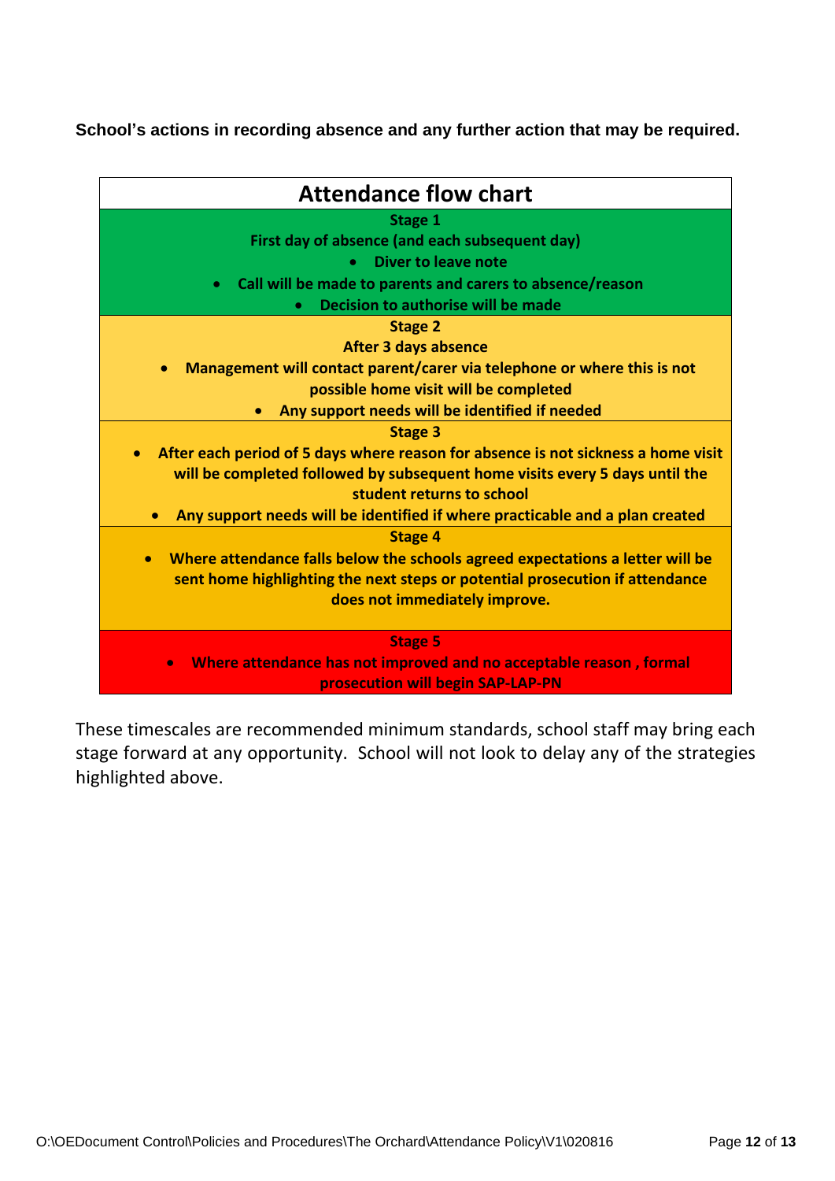**School's actions in recording absence and any further action that may be required.**

## Attendance flow chart

**Stage 1**

**First day of absence (and each subsequent day)**

- **Diver to leave note**
- **Call will be made to parents and carers to absence/reason**
- **Decision to authorise will be made**

**Stage 2**

**After 3 days absence**

- **Management will contact parent/carer via telephone or where this is not possible home visit will be completed**
- **Any support needs will be identified if needed**

**Stage 3**

- **After each period of 5 days where reason for absence is not sickness a home visit will be completed followed by subsequent home visits every 5 days until the student returns to school**
- **Any support needs will be identified if where practicable and a plan created**

**Stage 4**

- **Where attendance falls below the schools agreed expectations a letter will be sent home highlighting the next steps or potential prosecution if attendance does not immediately improve.**

**Stage 5**

- **Where attendance has not improved and no acceptable reason , formal prosecution will begin SAP-LAP-PN**

These timescales are recommended minimum standards, school staff may bring each stage forward at any opportunity. School will not look to delay any of the strategies highlighted above.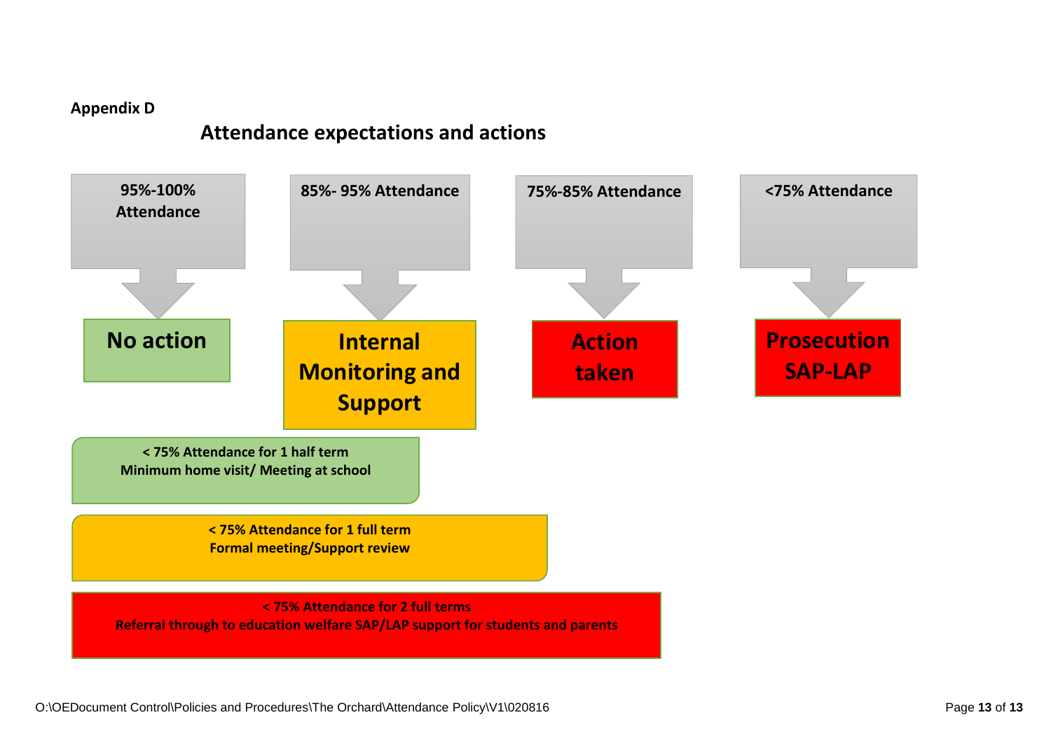**Appendix D**

## Attendance expectations and actions

95%-100% Attendance

No action

85%- 95% Attendance

Internal Monitoring and Support

75%-85% Attendance

Action taken

<75% Attendance

Prosecution SAP-LAP

< 75% Attendance for 1 half term
Minimum home visit/ Meeting at school

< 75% Attendance for 1 full term
Formal meeting/Support review

< 75% Attendance for 2 full terms
Referral through to education welfare SAP/LAP support for students and parents